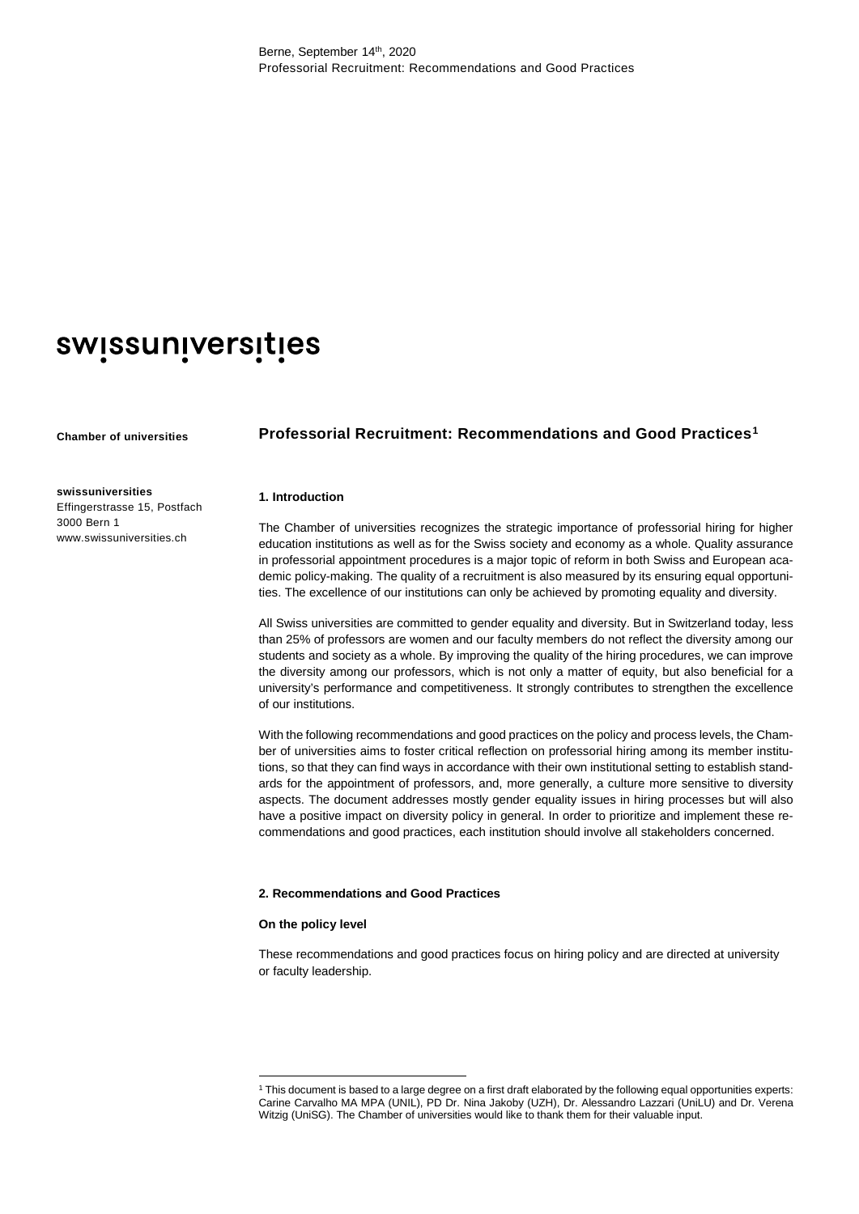Berne, September 14th, 2020
Professorial Recruitment: Recommendations and Good Practices

swissuniversities

**Chamber of universities**

**swissuniversities**
Effingerstrasse 15, Postfach
3000 Bern 1
www.swissuniversities.ch

# Professorial Recruitment: Recommendations and Good Practices[1]

## 1. Introduction

The Chamber of universities recognizes the strategic importance of professorial hiring for higher education institutions as well as for the Swiss society and economy as a whole. Quality assurance in professorial appointment procedures is a major topic of reform in both Swiss and European academic policy-making. The quality of a recruitment is also measured by its ensuring equal opportunities. The excellence of our institutions can only be achieved by promoting equality and diversity.

All Swiss universities are committed to gender equality and diversity. But in Switzerland today, less than 25% of professors are women and our faculty members do not reflect the diversity among our students and society as a whole. By improving the quality of the hiring procedures, we can improve the diversity among our professors, which is not only a matter of equity, but also beneficial for a university's performance and competitiveness. It strongly contributes to strengthen the excellence of our institutions.

With the following recommendations and good practices on the policy and process levels, the Chamber of universities aims to foster critical reflection on professorial hiring among its member institutions, so that they can find ways in accordance with their own institutional setting to establish standards for the appointment of professors, and, more generally, a culture more sensitive to diversity aspects. The document addresses mostly gender equality issues in hiring processes but will also have a positive impact on diversity policy in general. In order to prioritize and implement these recommendations and good practices, each institution should involve all stakeholders concerned.

## 2. Recommendations and Good Practices

### On the policy level

These recommendations and good practices focus on hiring policy and are directed at university or faculty leadership.

[1] This document is based to a large degree on a first draft elaborated by the following equal opportunities experts: Carine Carvalho MA MPA (UNIL), PD Dr. Nina Jakoby (UZH), Dr. Alessandro Lazzari (UniLU) and Dr. Verena Witzig (UniSG). The Chamber of universities would like to thank them for their valuable input.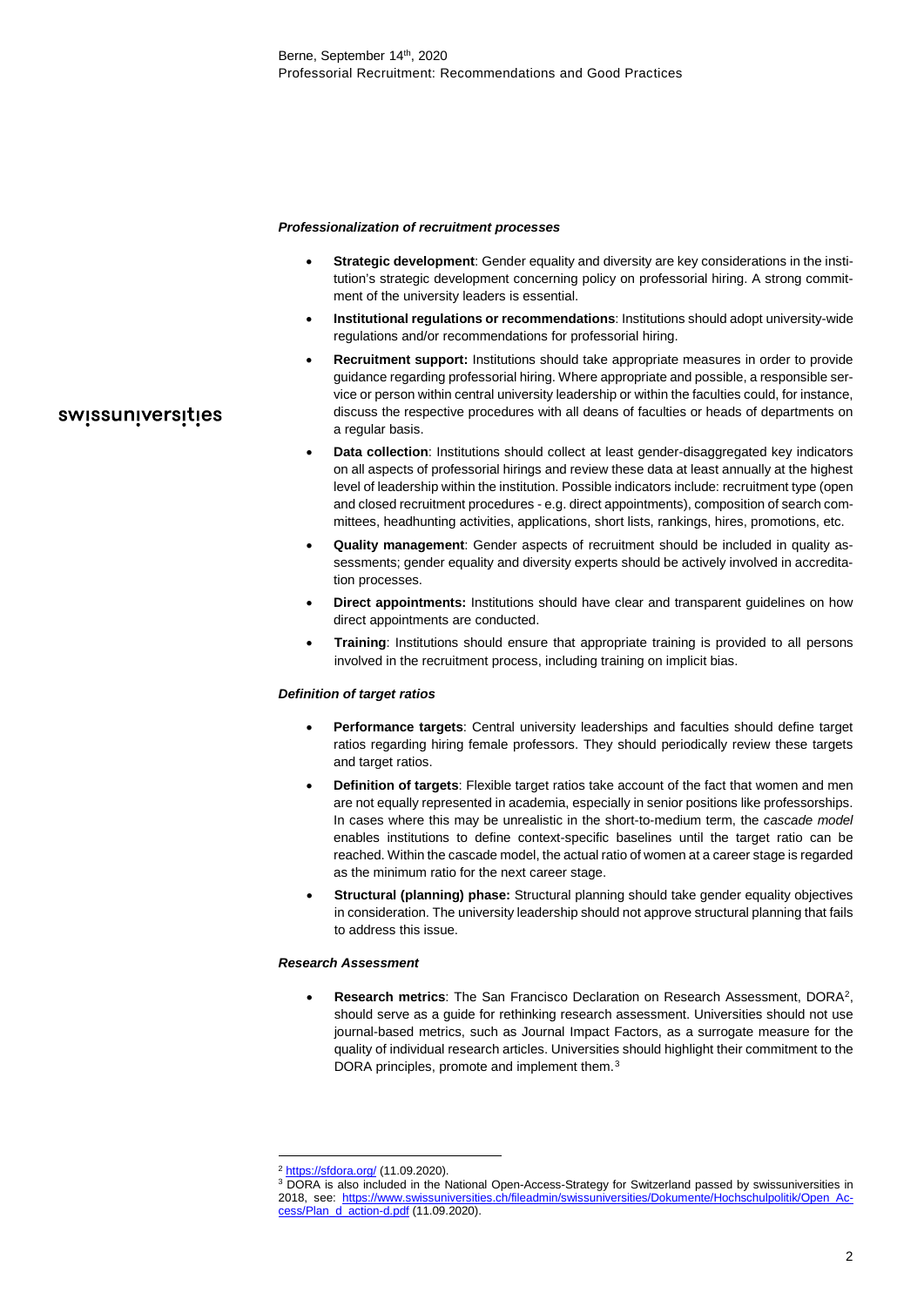***Professionalization of recruitment processes***

- **Strategic development**: Gender equality and diversity are key considerations in the institution's strategic development concerning policy on professorial hiring. A strong commitment of the university leaders is essential.
- **Institutional regulations or recommendations**: Institutions should adopt university-wide regulations and/or recommendations for professorial hiring.
- **Recruitment support:** Institutions should take appropriate measures in order to provide guidance regarding professorial hiring. Where appropriate and possible, a responsible service or person within central university leadership or within the faculties could, for instance, discuss the respective procedures with all deans of faculties or heads of departments on a regular basis.
- **Data collection**: Institutions should collect at least gender-disaggregated key indicators on all aspects of professorial hirings and review these data at least annually at the highest level of leadership within the institution. Possible indicators include: recruitment type (open and closed recruitment procedures - e.g. direct appointments), composition of search committees, headhunting activities, applications, short lists, rankings, hires, promotions, etc.
- **Quality management**: Gender aspects of recruitment should be included in quality assessments; gender equality and diversity experts should be actively involved in accreditation processes.
- **Direct appointments:** Institutions should have clear and transparent guidelines on how direct appointments are conducted.
- **Training**: Institutions should ensure that appropriate training is provided to all persons involved in the recruitment process, including training on implicit bias.

***Definition of target ratios***

- **Performance targets**: Central university leaderships and faculties should define target ratios regarding hiring female professors. They should periodically review these targets and target ratios.
- **Definition of targets**: Flexible target ratios take account of the fact that women and men are not equally represented in academia, especially in senior positions like professorships. In cases where this may be unrealistic in the short-to-medium term, the *cascade model* enables institutions to define context-specific baselines until the target ratio can be reached. Within the cascade model, the actual ratio of women at a career stage is regarded as the minimum ratio for the next career stage.
- **Structural (planning) phase:** Structural planning should take gender equality objectives in consideration. The university leadership should not approve structural planning that fails to address this issue.

***Research Assessment***

- **Research metrics**: The San Francisco Declaration on Research Assessment, DORA[2], should serve as a guide for rethinking research assessment. Universities should not use journal-based metrics, such as Journal Impact Factors, as a surrogate measure for the quality of individual research articles. Universities should highlight their commitment to the DORA principles, promote and implement them.[3]

---

[2] https://sfdora.org/ (11.09.2020).

[3] DORA is also included in the National Open-Access-Strategy for Switzerland passed by swissuniversities in 2018, see: https://www.swissuniversities.ch/fileadmin/swissuniversities/Dokumente/Hochschulpolitik/Open_Access/Plan_d_action-d.pdf (11.09.2020).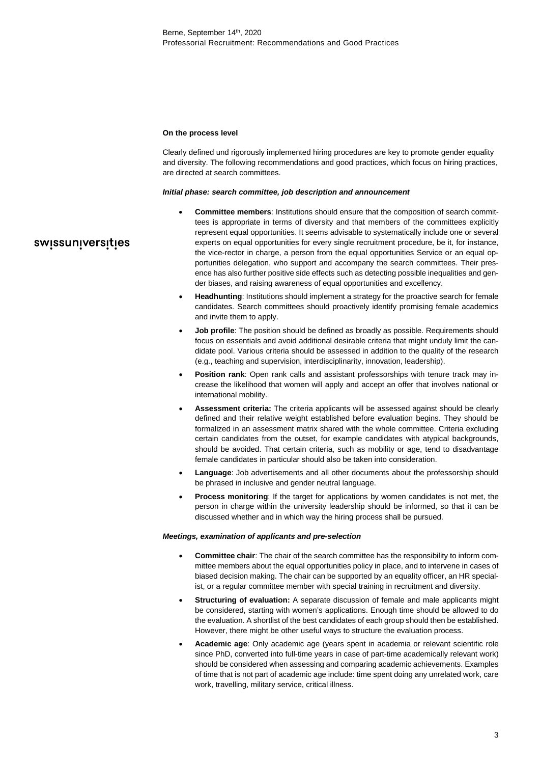**On the process level**

Clearly defined und rigorously implemented hiring procedures are key to promote gender equality and diversity. The following recommendations and good practices, which focus on hiring practices, are directed at search committees.

***Initial phase: search committee, job description and announcement***

- **Committee members**: Institutions should ensure that the composition of search committees is appropriate in terms of diversity and that members of the committees explicitly represent equal opportunities. It seems advisable to systematically include one or several experts on equal opportunities for every single recruitment procedure, be it, for instance, the vice-rector in charge, a person from the equal opportunities Service or an equal opportunities delegation, who support and accompany the search committees. Their presence has also further positive side effects such as detecting possible inequalities and gender biases, and raising awareness of equal opportunities and excellency.
- **Headhunting**: Institutions should implement a strategy for the proactive search for female candidates. Search committees should proactively identify promising female academics and invite them to apply.
- **Job profile**: The position should be defined as broadly as possible. Requirements should focus on essentials and avoid additional desirable criteria that might unduly limit the candidate pool. Various criteria should be assessed in addition to the quality of the research (e.g., teaching and supervision, interdisciplinarity, innovation, leadership).
- **Position rank**: Open rank calls and assistant professorships with tenure track may increase the likelihood that women will apply and accept an offer that involves national or international mobility.
- **Assessment criteria:** The criteria applicants will be assessed against should be clearly defined and their relative weight established before evaluation begins. They should be formalized in an assessment matrix shared with the whole committee. Criteria excluding certain candidates from the outset, for example candidates with atypical backgrounds, should be avoided. That certain criteria, such as mobility or age, tend to disadvantage female candidates in particular should also be taken into consideration.
- **Language**: Job advertisements and all other documents about the professorship should be phrased in inclusive and gender neutral language.
- **Process monitoring**: If the target for applications by women candidates is not met, the person in charge within the university leadership should be informed, so that it can be discussed whether and in which way the hiring process shall be pursued.

***Meetings, examination of applicants and pre-selection***

- **Committee chair**: The chair of the search committee has the responsibility to inform committee members about the equal opportunities policy in place, and to intervene in cases of biased decision making. The chair can be supported by an equality officer, an HR specialist, or a regular committee member with special training in recruitment and diversity.
- **Structuring of evaluation:** A separate discussion of female and male applicants might be considered, starting with women's applications. Enough time should be allowed to do the evaluation. A shortlist of the best candidates of each group should then be established. However, there might be other useful ways to structure the evaluation process.
- **Academic age**: Only academic age (years spent in academia or relevant scientific role since PhD, converted into full-time years in case of part-time academically relevant work) should be considered when assessing and comparing academic achievements. Examples of time that is not part of academic age include: time spent doing any unrelated work, care work, travelling, military service, critical illness.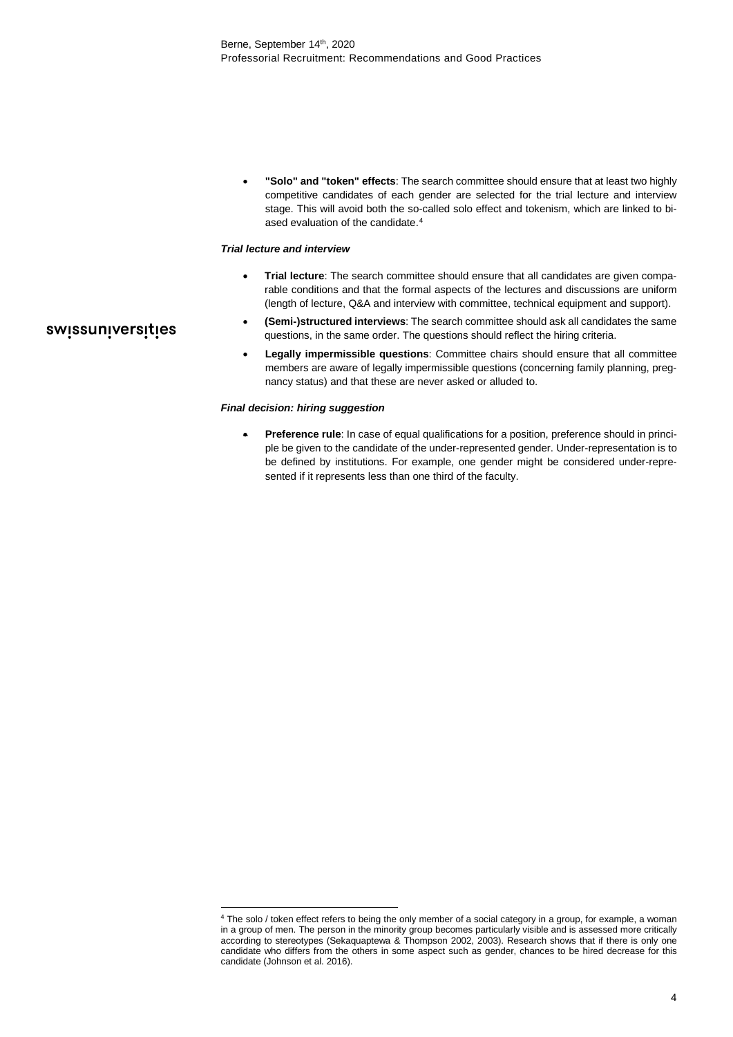- **"Solo" and "token" effects**: The search committee should ensure that at least two highly competitive candidates of each gender are selected for the trial lecture and interview stage. This will avoid both the so-called solo effect and tokenism, which are linked to biased evaluation of the candidate.[4]

***Trial lecture and interview***

- **Trial lecture**: The search committee should ensure that all candidates are given comparable conditions and that the formal aspects of the lectures and discussions are uniform (length of lecture, Q&A and interview with committee, technical equipment and support).
- **(Semi-)structured interviews**: The search committee should ask all candidates the same questions, in the same order. The questions should reflect the hiring criteria.
- **Legally impermissible questions**: Committee chairs should ensure that all committee members are aware of legally impermissible questions (concerning family planning, pregnancy status) and that these are never asked or alluded to.

***Final decision: hiring suggestion***

- **Preference rule**: In case of equal qualifications for a position, preference should in principle be given to the candidate of the under-represented gender. Under-representation is to be defined by institutions. For example, one gender might be considered under-represented if it represents less than one third of the faculty.

---

[4] The solo / token effect refers to being the only member of a social category in a group, for example, a woman in a group of men. The person in the minority group becomes particularly visible and is assessed more critically according to stereotypes (Sekaquaptewa & Thompson 2002, 2003). Research shows that if there is only one candidate who differs from the others in some aspect such as gender, chances to be hired decrease for this candidate (Johnson et al. 2016).